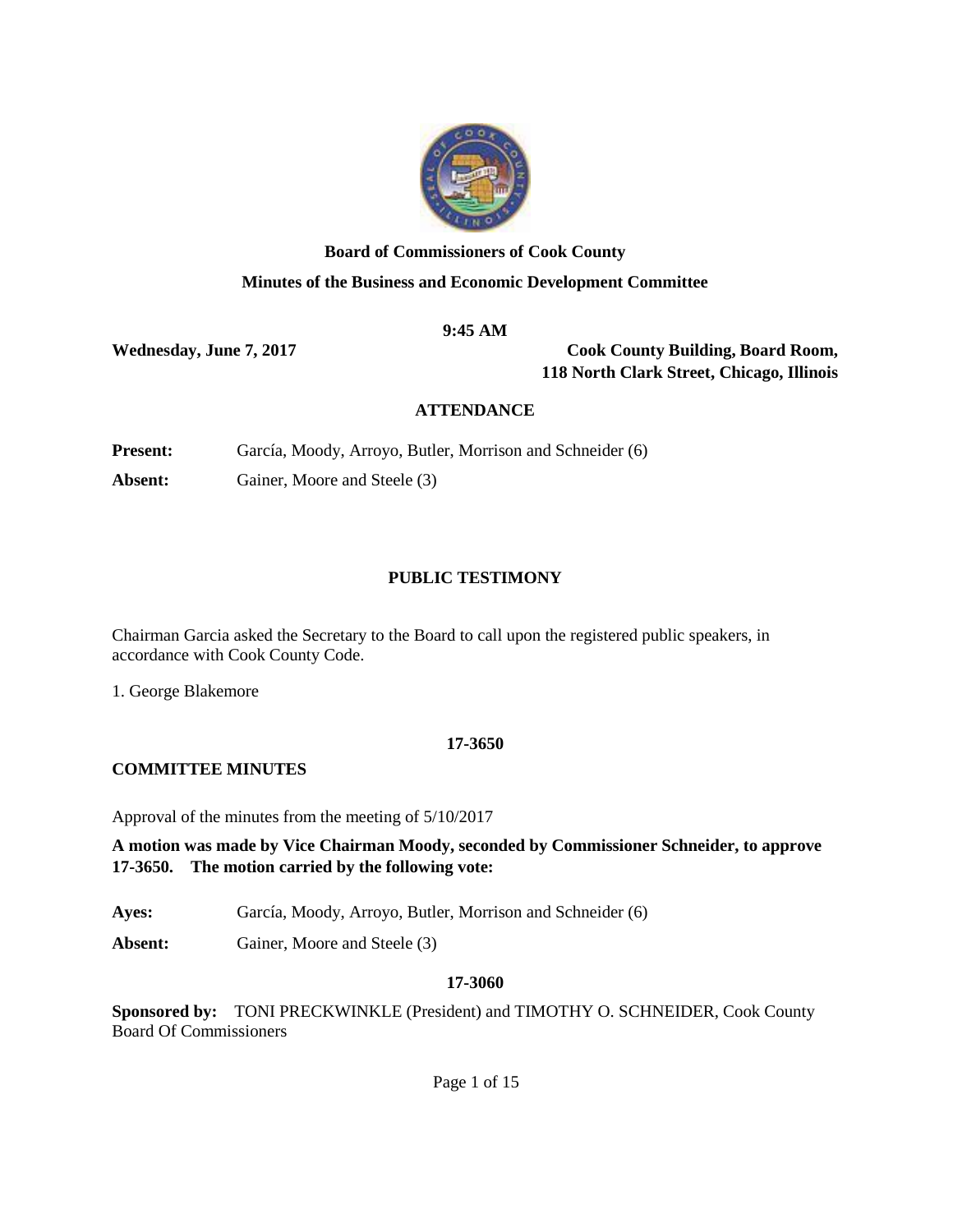**Board of Commissioners of Cook County**

**Minutes of the Business and Economic Development Committee**

**9:45 AM**

**Wednesday, June 7, 2017**

**Cook County Building, Board Room, 118 North Clark Street, Chicago, Illinois**

## ATTENDANCE

**Present:** García, Moody, Arroyo, Butler, Morrison and Schneider (6)

**Absent:** Gainer, Moore and Steele (3)

## PUBLIC TESTIMONY

Chairman Garcia asked the Secretary to the Board to call upon the registered public speakers, in accordance with Cook County Code.

1. George Blakemore

**17-3650**

**COMMITTEE MINUTES**

Approval of the minutes from the meeting of 5/10/2017

**A motion was made by Vice Chairman Moody, seconded by Commissioner Schneider, to approve 17-3650. The motion carried by the following vote:**

**Ayes:** García, Moody, Arroyo, Butler, Morrison and Schneider (6)

**Absent:** Gainer, Moore and Steele (3)

**17-3060**

**Sponsored by:** TONI PRECKWINKLE (President) and TIMOTHY O. SCHNEIDER, Cook County Board Of Commissioners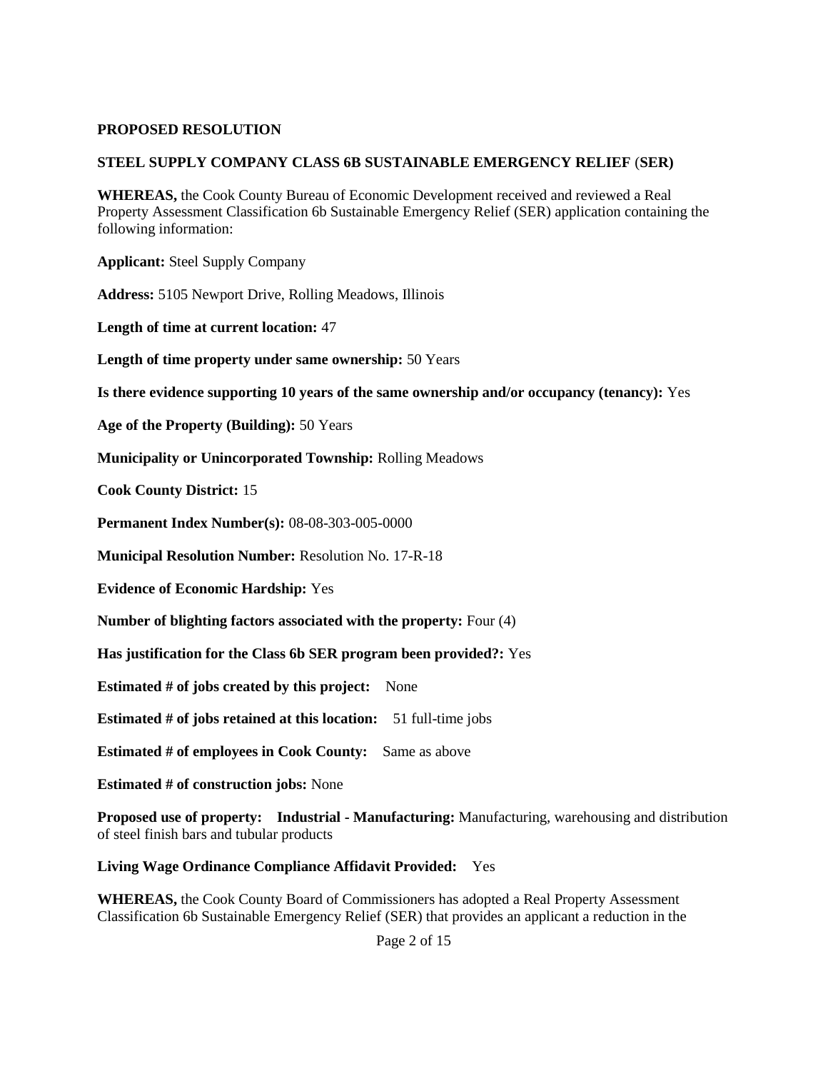**PROPOSED RESOLUTION**

**STEEL SUPPLY COMPANY CLASS 6B SUSTAINABLE EMERGENCY RELIEF (SER)**

**WHEREAS,** the Cook County Bureau of Economic Development received and reviewed a Real Property Assessment Classification 6b Sustainable Emergency Relief (SER) application containing the following information:

**Applicant:** Steel Supply Company

**Address:** 5105 Newport Drive, Rolling Meadows, Illinois

**Length of time at current location:** 47

**Length of time property under same ownership:** 50 Years

**Is there evidence supporting 10 years of the same ownership and/or occupancy (tenancy):** Yes

**Age of the Property (Building):** 50 Years

**Municipality or Unincorporated Township:** Rolling Meadows

**Cook County District:** 15

**Permanent Index Number(s):** 08-08-303-005-0000

**Municipal Resolution Number:** Resolution No. 17-R-18

**Evidence of Economic Hardship:** Yes

**Number of blighting factors associated with the property:** Four (4)

**Has justification for the Class 6b SER program been provided?:** Yes

**Estimated # of jobs created by this project:** None

**Estimated # of jobs retained at this location:** 51 full-time jobs

**Estimated # of employees in Cook County:** Same as above

**Estimated # of construction jobs:** None

**Proposed use of property: Industrial - Manufacturing:** Manufacturing, warehousing and distribution of steel finish bars and tubular products

**Living Wage Ordinance Compliance Affidavit Provided:** Yes

**WHEREAS,** the Cook County Board of Commissioners has adopted a Real Property Assessment Classification 6b Sustainable Emergency Relief (SER) that provides an applicant a reduction in the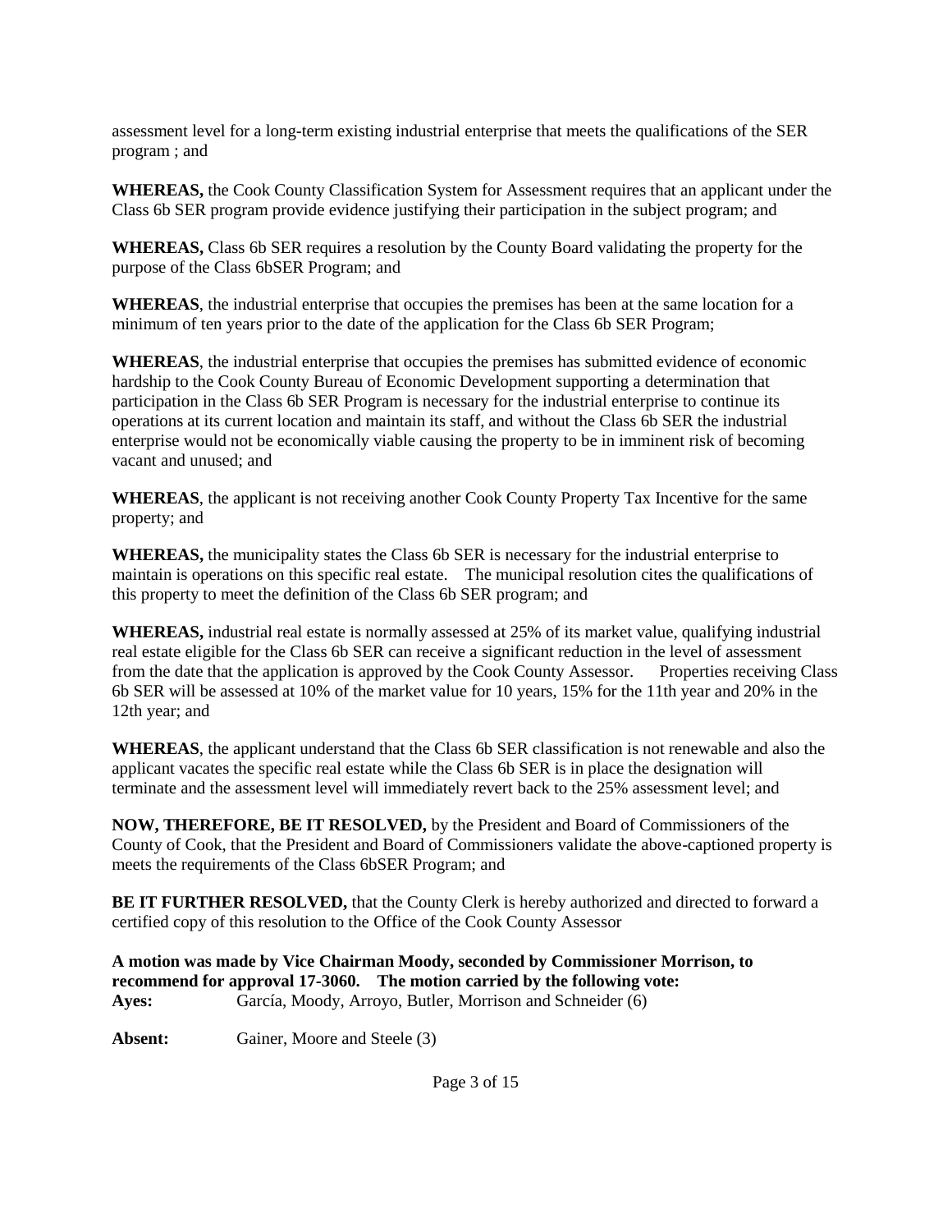assessment level for a long-term existing industrial enterprise that meets the qualifications of the SER program ; and

**WHEREAS,** the Cook County Classification System for Assessment requires that an applicant under the Class 6b SER program provide evidence justifying their participation in the subject program; and

**WHEREAS,** Class 6b SER requires a resolution by the County Board validating the property for the purpose of the Class 6bSER Program; and

**WHEREAS**, the industrial enterprise that occupies the premises has been at the same location for a minimum of ten years prior to the date of the application for the Class 6b SER Program;

**WHEREAS**, the industrial enterprise that occupies the premises has submitted evidence of economic hardship to the Cook County Bureau of Economic Development supporting a determination that participation in the Class 6b SER Program is necessary for the industrial enterprise to continue its operations at its current location and maintain its staff, and without the Class 6b SER the industrial enterprise would not be economically viable causing the property to be in imminent risk of becoming vacant and unused; and

**WHEREAS**, the applicant is not receiving another Cook County Property Tax Incentive for the same property; and

**WHEREAS,** the municipality states the Class 6b SER is necessary for the industrial enterprise to maintain is operations on this specific real estate. The municipal resolution cites the qualifications of this property to meet the definition of the Class 6b SER program; and

**WHEREAS,** industrial real estate is normally assessed at 25% of its market value, qualifying industrial real estate eligible for the Class 6b SER can receive a significant reduction in the level of assessment from the date that the application is approved by the Cook County Assessor. Properties receiving Class 6b SER will be assessed at 10% of the market value for 10 years, 15% for the 11th year and 20% in the 12th year; and

**WHEREAS**, the applicant understand that the Class 6b SER classification is not renewable and also the applicant vacates the specific real estate while the Class 6b SER is in place the designation will terminate and the assessment level will immediately revert back to the 25% assessment level; and

**NOW, THEREFORE, BE IT RESOLVED,** by the President and Board of Commissioners of the County of Cook, that the President and Board of Commissioners validate the above-captioned property is meets the requirements of the Class 6bSER Program; and

**BE IT FURTHER RESOLVED,** that the County Clerk is hereby authorized and directed to forward a certified copy of this resolution to the Office of the Cook County Assessor

**A motion was made by Vice Chairman Moody, seconded by Commissioner Morrison, to recommend for approval 17-3060. The motion carried by the following vote:**

**Ayes:** García, Moody, Arroyo, Butler, Morrison and Schneider (6)

**Absent:** Gainer, Moore and Steele (3)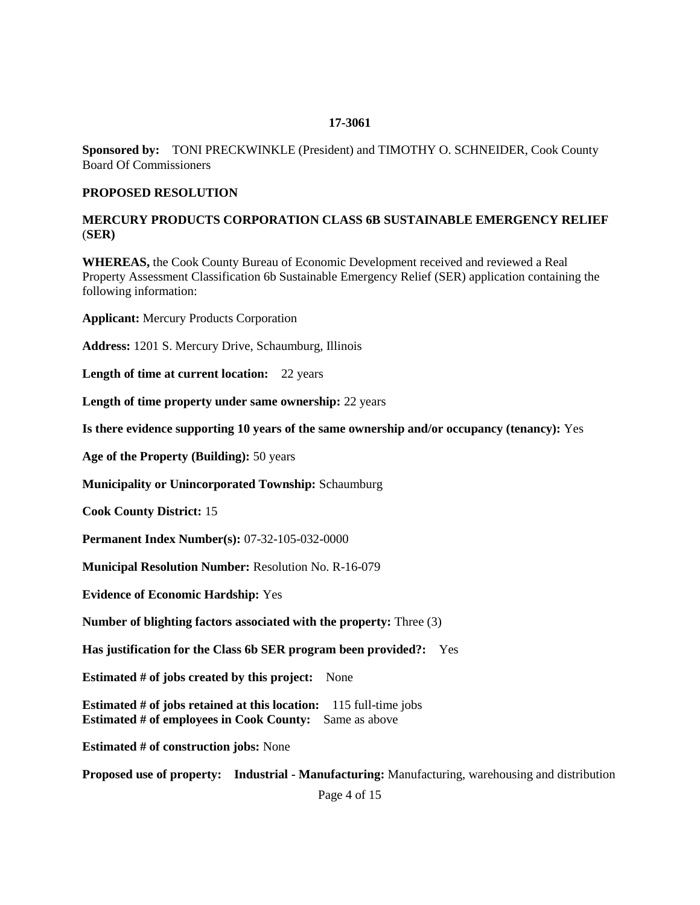**17-3061**

**Sponsored by:** TONI PRECKWINKLE (President) and TIMOTHY O. SCHNEIDER, Cook County Board Of Commissioners

**PROPOSED RESOLUTION**

**MERCURY PRODUCTS CORPORATION CLASS 6B SUSTAINABLE EMERGENCY RELIEF (SER)**

**WHEREAS,** the Cook County Bureau of Economic Development received and reviewed a Real Property Assessment Classification 6b Sustainable Emergency Relief (SER) application containing the following information:

**Applicant:** Mercury Products Corporation

**Address:** 1201 S. Mercury Drive, Schaumburg, Illinois

**Length of time at current location:** 22 years

**Length of time property under same ownership:** 22 years

**Is there evidence supporting 10 years of the same ownership and/or occupancy (tenancy):** Yes

**Age of the Property (Building):** 50 years

**Municipality or Unincorporated Township:** Schaumburg

**Cook County District:** 15

**Permanent Index Number(s):** 07-32-105-032-0000

**Municipal Resolution Number:** Resolution No. R-16-079

**Evidence of Economic Hardship:** Yes

**Number of blighting factors associated with the property:** Three (3)

**Has justification for the Class 6b SER program been provided?:** Yes

**Estimated # of jobs created by this project:** None

**Estimated # of jobs retained at this location:** 115 full-time jobs
**Estimated # of employees in Cook County:** Same as above

**Estimated # of construction jobs:** None

**Proposed use of property:** **Industrial - Manufacturing:** Manufacturing, warehousing and distribution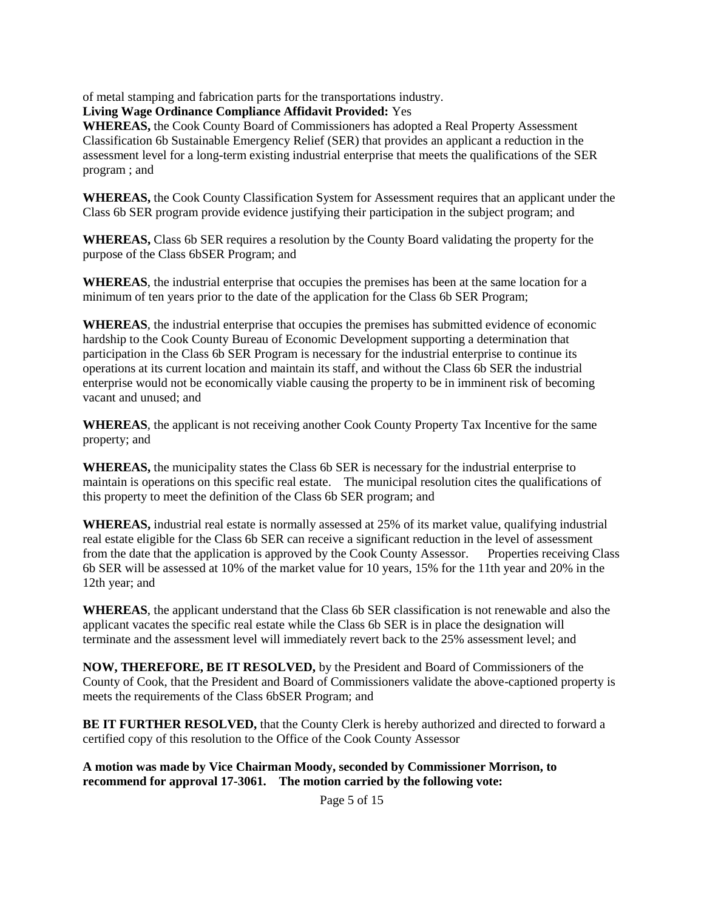of metal stamping and fabrication parts for the transportations industry.

**Living Wage Ordinance Compliance Affidavit Provided:** Yes

**WHEREAS,** the Cook County Board of Commissioners has adopted a Real Property Assessment Classification 6b Sustainable Emergency Relief (SER) that provides an applicant a reduction in the assessment level for a long-term existing industrial enterprise that meets the qualifications of the SER program ; and

**WHEREAS,** the Cook County Classification System for Assessment requires that an applicant under the Class 6b SER program provide evidence justifying their participation in the subject program; and

**WHEREAS,** Class 6b SER requires a resolution by the County Board validating the property for the purpose of the Class 6bSER Program; and

**WHEREAS**, the industrial enterprise that occupies the premises has been at the same location for a minimum of ten years prior to the date of the application for the Class 6b SER Program;

**WHEREAS**, the industrial enterprise that occupies the premises has submitted evidence of economic hardship to the Cook County Bureau of Economic Development supporting a determination that participation in the Class 6b SER Program is necessary for the industrial enterprise to continue its operations at its current location and maintain its staff, and without the Class 6b SER the industrial enterprise would not be economically viable causing the property to be in imminent risk of becoming vacant and unused; and

**WHEREAS**, the applicant is not receiving another Cook County Property Tax Incentive for the same property; and

**WHEREAS,** the municipality states the Class 6b SER is necessary for the industrial enterprise to maintain is operations on this specific real estate. The municipal resolution cites the qualifications of this property to meet the definition of the Class 6b SER program; and

**WHEREAS,** industrial real estate is normally assessed at 25% of its market value, qualifying industrial real estate eligible for the Class 6b SER can receive a significant reduction in the level of assessment from the date that the application is approved by the Cook County Assessor. Properties receiving Class 6b SER will be assessed at 10% of the market value for 10 years, 15% for the 11th year and 20% in the 12th year; and

**WHEREAS**, the applicant understand that the Class 6b SER classification is not renewable and also the applicant vacates the specific real estate while the Class 6b SER is in place the designation will terminate and the assessment level will immediately revert back to the 25% assessment level; and

**NOW, THEREFORE, BE IT RESOLVED,** by the President and Board of Commissioners of the County of Cook, that the President and Board of Commissioners validate the above-captioned property is meets the requirements of the Class 6bSER Program; and

**BE IT FURTHER RESOLVED,** that the County Clerk is hereby authorized and directed to forward a certified copy of this resolution to the Office of the Cook County Assessor

**A motion was made by Vice Chairman Moody, seconded by Commissioner Morrison, to recommend for approval 17-3061. The motion carried by the following vote:**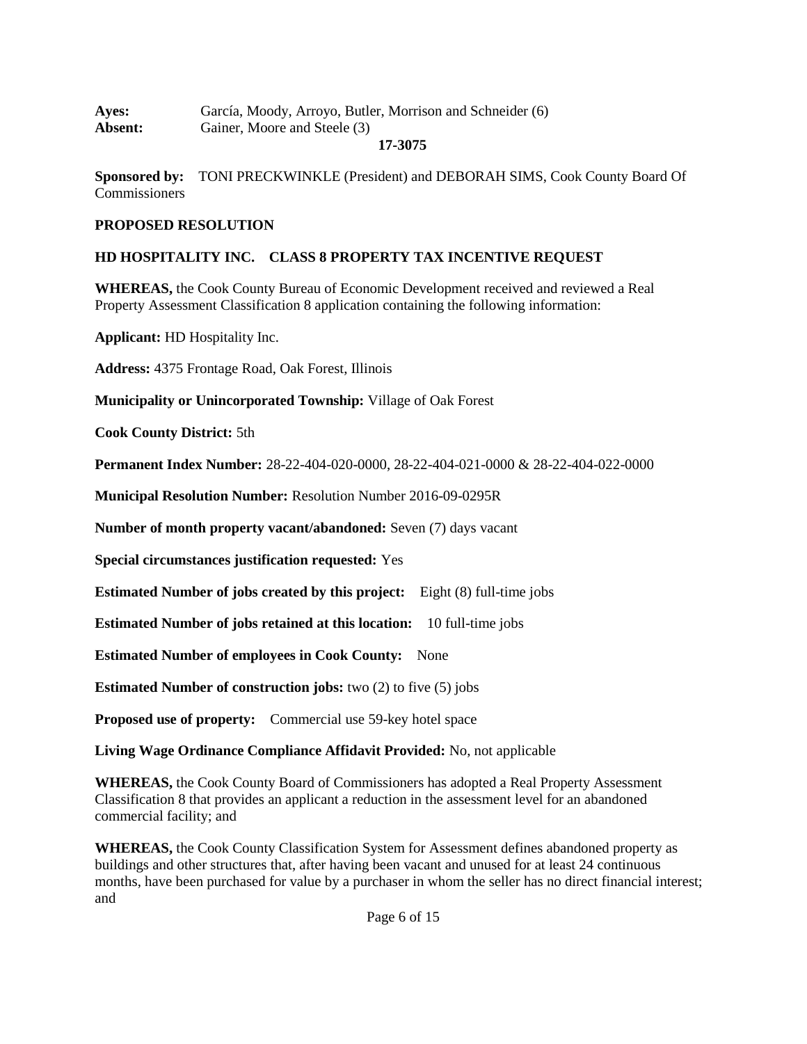**Ayes:** García, Moody, Arroyo, Butler, Morrison and Schneider (6)
**Absent:** Gainer, Moore and Steele (3)

**17-3075**

**Sponsored by:** TONI PRECKWINKLE (President) and DEBORAH SIMS, Cook County Board Of Commissioners

**PROPOSED RESOLUTION**

**HD HOSPITALITY INC. CLASS 8 PROPERTY TAX INCENTIVE REQUEST**

**WHEREAS,** the Cook County Bureau of Economic Development received and reviewed a Real Property Assessment Classification 8 application containing the following information:

**Applicant:** HD Hospitality Inc.

**Address:** 4375 Frontage Road, Oak Forest, Illinois

**Municipality or Unincorporated Township:** Village of Oak Forest

**Cook County District:** 5th

**Permanent Index Number:** 28-22-404-020-0000, 28-22-404-021-0000 & 28-22-404-022-0000

**Municipal Resolution Number:** Resolution Number 2016-09-0295R

**Number of month property vacant/abandoned:** Seven (7) days vacant

**Special circumstances justification requested:** Yes

**Estimated Number of jobs created by this project:** Eight (8) full-time jobs

**Estimated Number of jobs retained at this location:** 10 full-time jobs

**Estimated Number of employees in Cook County:** None

**Estimated Number of construction jobs:** two (2) to five (5) jobs

**Proposed use of property:** Commercial use 59-key hotel space

**Living Wage Ordinance Compliance Affidavit Provided:** No, not applicable

**WHEREAS,** the Cook County Board of Commissioners has adopted a Real Property Assessment Classification 8 that provides an applicant a reduction in the assessment level for an abandoned commercial facility; and

**WHEREAS,** the Cook County Classification System for Assessment defines abandoned property as buildings and other structures that, after having been vacant and unused for at least 24 continuous months, have been purchased for value by a purchaser in whom the seller has no direct financial interest; and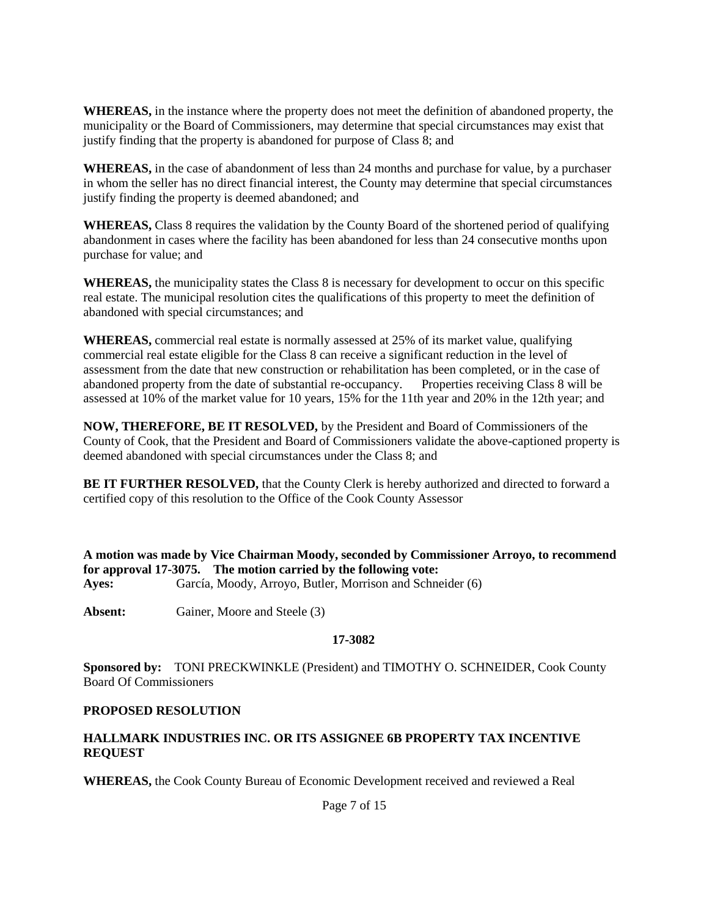**WHEREAS,** in the instance where the property does not meet the definition of abandoned property, the municipality or the Board of Commissioners, may determine that special circumstances may exist that justify finding that the property is abandoned for purpose of Class 8; and

**WHEREAS,** in the case of abandonment of less than 24 months and purchase for value, by a purchaser in whom the seller has no direct financial interest, the County may determine that special circumstances justify finding the property is deemed abandoned; and

**WHEREAS,** Class 8 requires the validation by the County Board of the shortened period of qualifying abandonment in cases where the facility has been abandoned for less than 24 consecutive months upon purchase for value; and

**WHEREAS,** the municipality states the Class 8 is necessary for development to occur on this specific real estate. The municipal resolution cites the qualifications of this property to meet the definition of abandoned with special circumstances; and

**WHEREAS,** commercial real estate is normally assessed at 25% of its market value, qualifying commercial real estate eligible for the Class 8 can receive a significant reduction in the level of assessment from the date that new construction or rehabilitation has been completed, or in the case of abandoned property from the date of substantial re-occupancy. Properties receiving Class 8 will be assessed at 10% of the market value for 10 years, 15% for the 11th year and 20% in the 12th year; and

**NOW, THEREFORE, BE IT RESOLVED,** by the President and Board of Commissioners of the County of Cook, that the President and Board of Commissioners validate the above-captioned property is deemed abandoned with special circumstances under the Class 8; and

**BE IT FURTHER RESOLVED,** that the County Clerk is hereby authorized and directed to forward a certified copy of this resolution to the Office of the Cook County Assessor

**A motion was made by Vice Chairman Moody, seconded by Commissioner Arroyo, to recommend for approval 17-3075. The motion carried by the following vote:**

**Ayes:** García, Moody, Arroyo, Butler, Morrison and Schneider (6)

**Absent:** Gainer, Moore and Steele (3)

**17-3082**

**Sponsored by:** TONI PRECKWINKLE (President) and TIMOTHY O. SCHNEIDER, Cook County Board Of Commissioners

**PROPOSED RESOLUTION**

**HALLMARK INDUSTRIES INC. OR ITS ASSIGNEE 6B PROPERTY TAX INCENTIVE REQUEST**

**WHEREAS,** the Cook County Bureau of Economic Development received and reviewed a Real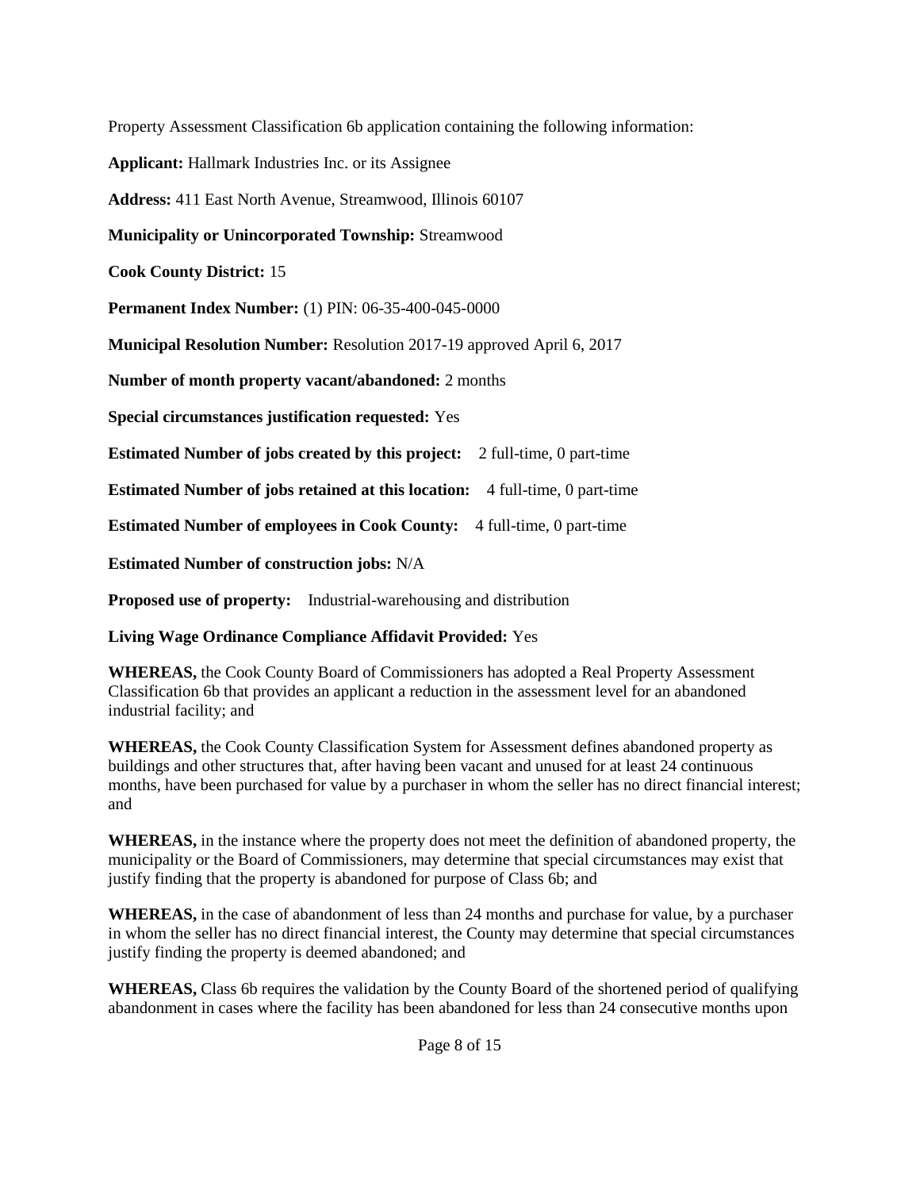Property Assessment Classification 6b application containing the following information:

**Applicant:** Hallmark Industries Inc. or its Assignee

**Address:** 411 East North Avenue, Streamwood, Illinois 60107

**Municipality or Unincorporated Township:** Streamwood

**Cook County District:** 15

**Permanent Index Number:** (1) PIN: 06-35-400-045-0000

**Municipal Resolution Number:** Resolution 2017-19 approved April 6, 2017

**Number of month property vacant/abandoned:** 2 months

**Special circumstances justification requested:** Yes

**Estimated Number of jobs created by this project:** 2 full-time, 0 part-time

**Estimated Number of jobs retained at this location:** 4 full-time, 0 part-time

**Estimated Number of employees in Cook County:** 4 full-time, 0 part-time

**Estimated Number of construction jobs:** N/A

**Proposed use of property:** Industrial-warehousing and distribution

**Living Wage Ordinance Compliance Affidavit Provided:** Yes

**WHEREAS,** the Cook County Board of Commissioners has adopted a Real Property Assessment Classification 6b that provides an applicant a reduction in the assessment level for an abandoned industrial facility; and

**WHEREAS,** the Cook County Classification System for Assessment defines abandoned property as buildings and other structures that, after having been vacant and unused for at least 24 continuous months, have been purchased for value by a purchaser in whom the seller has no direct financial interest; and

**WHEREAS,** in the instance where the property does not meet the definition of abandoned property, the municipality or the Board of Commissioners, may determine that special circumstances may exist that justify finding that the property is abandoned for purpose of Class 6b; and

**WHEREAS,** in the case of abandonment of less than 24 months and purchase for value, by a purchaser in whom the seller has no direct financial interest, the County may determine that special circumstances justify finding the property is deemed abandoned; and

**WHEREAS,** Class 6b requires the validation by the County Board of the shortened period of qualifying abandonment in cases where the facility has been abandoned for less than 24 consecutive months upon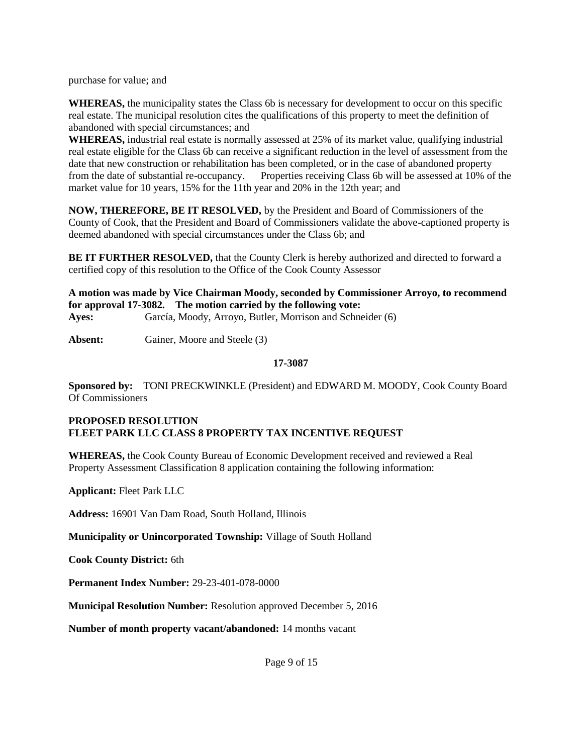purchase for value; and

**WHEREAS,** the municipality states the Class 6b is necessary for development to occur on this specific real estate. The municipal resolution cites the qualifications of this property to meet the definition of abandoned with special circumstances; and

**WHEREAS,** industrial real estate is normally assessed at 25% of its market value, qualifying industrial real estate eligible for the Class 6b can receive a significant reduction in the level of assessment from the date that new construction or rehabilitation has been completed, or in the case of abandoned property from the date of substantial re-occupancy. Properties receiving Class 6b will be assessed at 10% of the market value for 10 years, 15% for the 11th year and 20% in the 12th year; and

**NOW, THEREFORE, BE IT RESOLVED,** by the President and Board of Commissioners of the County of Cook, that the President and Board of Commissioners validate the above-captioned property is deemed abandoned with special circumstances under the Class 6b; and

**BE IT FURTHER RESOLVED,** that the County Clerk is hereby authorized and directed to forward a certified copy of this resolution to the Office of the Cook County Assessor

**A motion was made by Vice Chairman Moody, seconded by Commissioner Arroyo, to recommend for approval 17-3082. The motion carried by the following vote:**

**Ayes:** García, Moody, Arroyo, Butler, Morrison and Schneider (6)

**Absent:** Gainer, Moore and Steele (3)

**17-3087**

**Sponsored by:** TONI PRECKWINKLE (President) and EDWARD M. MOODY, Cook County Board Of Commissioners

**PROPOSED RESOLUTION**
**FLEET PARK LLC CLASS 8 PROPERTY TAX INCENTIVE REQUEST**

**WHEREAS,** the Cook County Bureau of Economic Development received and reviewed a Real Property Assessment Classification 8 application containing the following information:

**Applicant:** Fleet Park LLC

**Address:** 16901 Van Dam Road, South Holland, Illinois

**Municipality or Unincorporated Township:** Village of South Holland

**Cook County District:** 6th

**Permanent Index Number:** 29-23-401-078-0000

**Municipal Resolution Number:** Resolution approved December 5, 2016

**Number of month property vacant/abandoned:** 14 months vacant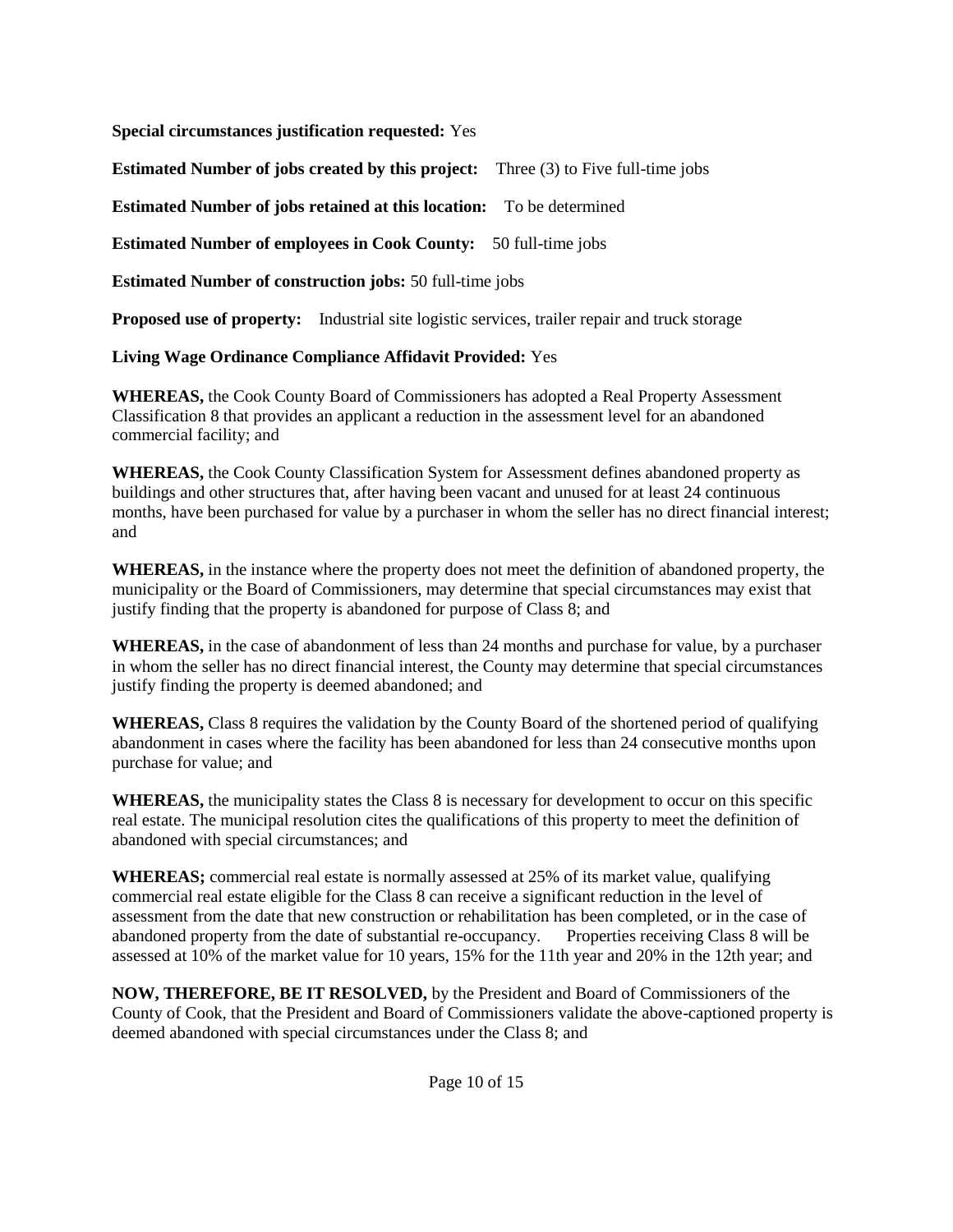**Special circumstances justification requested:** Yes

**Estimated Number of jobs created by this project:** Three (3) to Five full-time jobs

**Estimated Number of jobs retained at this location:** To be determined

**Estimated Number of employees in Cook County:** 50 full-time jobs

**Estimated Number of construction jobs:** 50 full-time jobs

**Proposed use of property:** Industrial site logistic services, trailer repair and truck storage

**Living Wage Ordinance Compliance Affidavit Provided:** Yes

**WHEREAS,** the Cook County Board of Commissioners has adopted a Real Property Assessment Classification 8 that provides an applicant a reduction in the assessment level for an abandoned commercial facility; and

**WHEREAS,** the Cook County Classification System for Assessment defines abandoned property as buildings and other structures that, after having been vacant and unused for at least 24 continuous months, have been purchased for value by a purchaser in whom the seller has no direct financial interest; and

**WHEREAS,** in the instance where the property does not meet the definition of abandoned property, the municipality or the Board of Commissioners, may determine that special circumstances may exist that justify finding that the property is abandoned for purpose of Class 8; and

**WHEREAS,** in the case of abandonment of less than 24 months and purchase for value, by a purchaser in whom the seller has no direct financial interest, the County may determine that special circumstances justify finding the property is deemed abandoned; and

**WHEREAS,** Class 8 requires the validation by the County Board of the shortened period of qualifying abandonment in cases where the facility has been abandoned for less than 24 consecutive months upon purchase for value; and

**WHEREAS,** the municipality states the Class 8 is necessary for development to occur on this specific real estate. The municipal resolution cites the qualifications of this property to meet the definition of abandoned with special circumstances; and

**WHEREAS;** commercial real estate is normally assessed at 25% of its market value, qualifying commercial real estate eligible for the Class 8 can receive a significant reduction in the level of assessment from the date that new construction or rehabilitation has been completed, or in the case of abandoned property from the date of substantial re-occupancy. Properties receiving Class 8 will be assessed at 10% of the market value for 10 years, 15% for the 11th year and 20% in the 12th year; and

**NOW, THEREFORE, BE IT RESOLVED,** by the President and Board of Commissioners of the County of Cook, that the President and Board of Commissioners validate the above-captioned property is deemed abandoned with special circumstances under the Class 8; and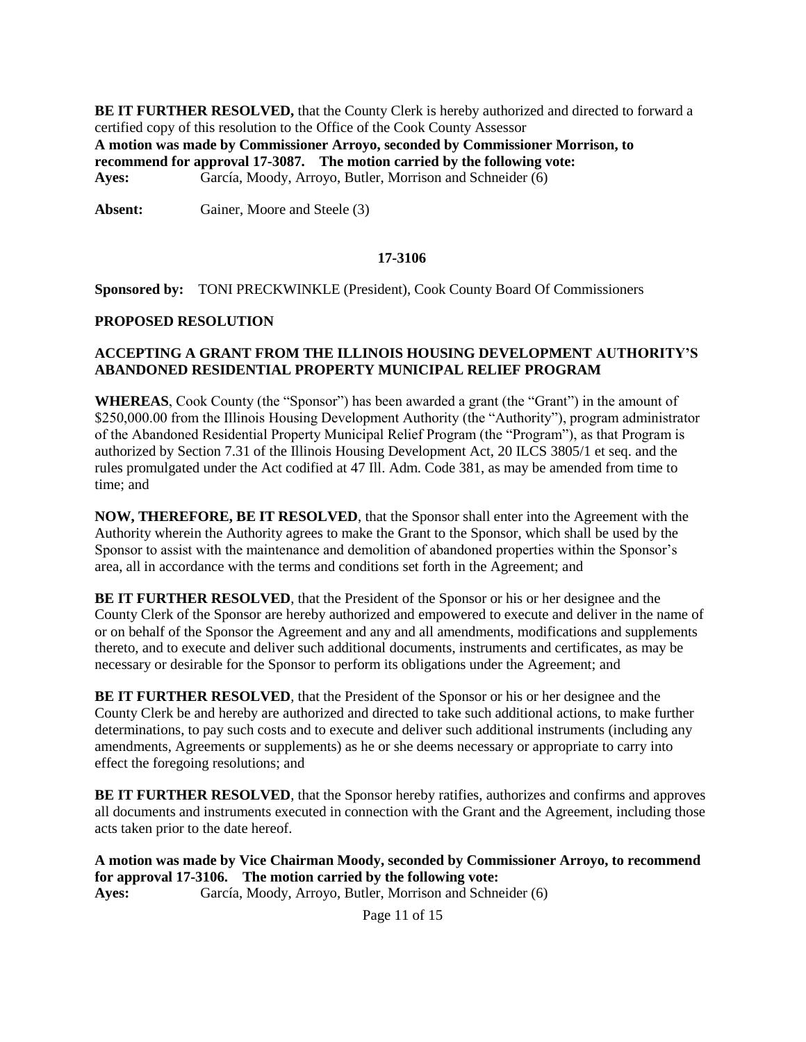**BE IT FURTHER RESOLVED,** that the County Clerk is hereby authorized and directed to forward a certified copy of this resolution to the Office of the Cook County Assessor

**A motion was made by Commissioner Arroyo, seconded by Commissioner Morrison, to recommend for approval 17-3087. The motion carried by the following vote:**

**Ayes:** García, Moody, Arroyo, Butler, Morrison and Schneider (6)

**Absent:** Gainer, Moore and Steele (3)

**17-3106**

**Sponsored by:** TONI PRECKWINKLE (President), Cook County Board Of Commissioners

**PROPOSED RESOLUTION**

**ACCEPTING A GRANT FROM THE ILLINOIS HOUSING DEVELOPMENT AUTHORITY'S ABANDONED RESIDENTIAL PROPERTY MUNICIPAL RELIEF PROGRAM**

**WHEREAS**, Cook County (the "Sponsor") has been awarded a grant (the "Grant") in the amount of $250,000.00 from the Illinois Housing Development Authority (the "Authority"), program administrator of the Abandoned Residential Property Municipal Relief Program (the "Program"), as that Program is authorized by Section 7.31 of the Illinois Housing Development Act, 20 ILCS 3805/1 et seq. and the rules promulgated under the Act codified at 47 Ill. Adm. Code 381, as may be amended from time to time; and

**NOW, THEREFORE, BE IT RESOLVED**, that the Sponsor shall enter into the Agreement with the Authority wherein the Authority agrees to make the Grant to the Sponsor, which shall be used by the Sponsor to assist with the maintenance and demolition of abandoned properties within the Sponsor's area, all in accordance with the terms and conditions set forth in the Agreement; and

**BE IT FURTHER RESOLVED**, that the President of the Sponsor or his or her designee and the County Clerk of the Sponsor are hereby authorized and empowered to execute and deliver in the name of or on behalf of the Sponsor the Agreement and any and all amendments, modifications and supplements thereto, and to execute and deliver such additional documents, instruments and certificates, as may be necessary or desirable for the Sponsor to perform its obligations under the Agreement; and

**BE IT FURTHER RESOLVED**, that the President of the Sponsor or his or her designee and the County Clerk be and hereby are authorized and directed to take such additional actions, to make further determinations, to pay such costs and to execute and deliver such additional instruments (including any amendments, Agreements or supplements) as he or she deems necessary or appropriate to carry into effect the foregoing resolutions; and

**BE IT FURTHER RESOLVED**, that the Sponsor hereby ratifies, authorizes and confirms and approves all documents and instruments executed in connection with the Grant and the Agreement, including those acts taken prior to the date hereof.

**A motion was made by Vice Chairman Moody, seconded by Commissioner Arroyo, to recommend for approval 17-3106. The motion carried by the following vote:**

**Ayes:** García, Moody, Arroyo, Butler, Morrison and Schneider (6)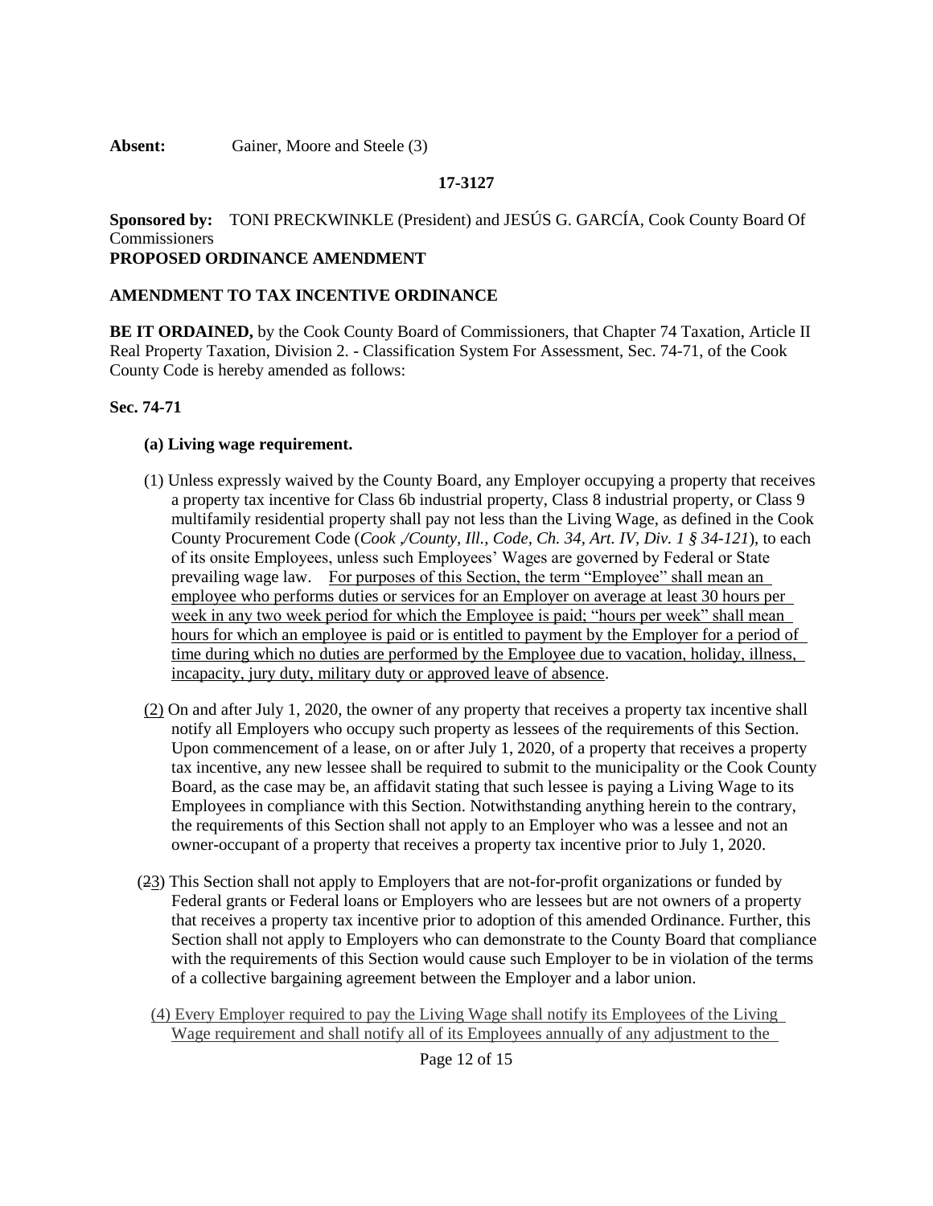**Absent:** Gainer, Moore and Steele (3)

**17-3127**

**Sponsored by:** TONI PRECKWINKLE (President) and JESÚS G. GARCÍA, Cook County Board Of Commissioners

**PROPOSED ORDINANCE AMENDMENT**

**AMENDMENT TO TAX INCENTIVE ORDINANCE**

**BE IT ORDAINED,** by the Cook County Board of Commissioners, that Chapter 74 Taxation, Article II Real Property Taxation, Division 2. - Classification System For Assessment, Sec. 74-71, of the Cook County Code is hereby amended as follows:

**Sec. 74-71**

**(a) Living wage requirement.**

(1) Unless expressly waived by the County Board, any Employer occupying a property that receives a property tax incentive for Class 6b industrial property, Class 8 industrial property, or Class 9 multifamily residential property shall pay not less than the Living Wage, as defined in the Cook County Procurement Code (*Cook ,/County, Ill., Code, Ch. 34, Art. IV, Div. 1 § 34-121*), to each of its onsite Employees, unless such Employees' Wages are governed by Federal or State prevailing wage law. For purposes of this Section, the term "Employee" shall mean an employee who performs duties or services for an Employer on average at least 30 hours per week in any two week period for which the Employee is paid; "hours per week" shall mean hours for which an employee is paid or is entitled to payment by the Employer for a period of time during which no duties are performed by the Employee due to vacation, holiday, illness, incapacity, jury duty, military duty or approved leave of absence.

(2) On and after July 1, 2020, the owner of any property that receives a property tax incentive shall notify all Employers who occupy such property as lessees of the requirements of this Section. Upon commencement of a lease, on or after July 1, 2020, of a property that receives a property tax incentive, any new lessee shall be required to submit to the municipality or the Cook County Board, as the case may be, an affidavit stating that such lessee is paying a Living Wage to its Employees in compliance with this Section. Notwithstanding anything herein to the contrary, the requirements of this Section shall not apply to an Employer who was a lessee and not an owner-occupant of a property that receives a property tax incentive prior to July 1, 2020.

(~~2~~3) This Section shall not apply to Employers that are not-for-profit organizations or funded by Federal grants or Federal loans or Employers who are lessees but are not owners of a property that receives a property tax incentive prior to adoption of this amended Ordinance. Further, this Section shall not apply to Employers who can demonstrate to the County Board that compliance with the requirements of this Section would cause such Employer to be in violation of the terms of a collective bargaining agreement between the Employer and a labor union.

(4) Every Employer required to pay the Living Wage shall notify its Employees of the Living Wage requirement and shall notify all of its Employees annually of any adjustment to the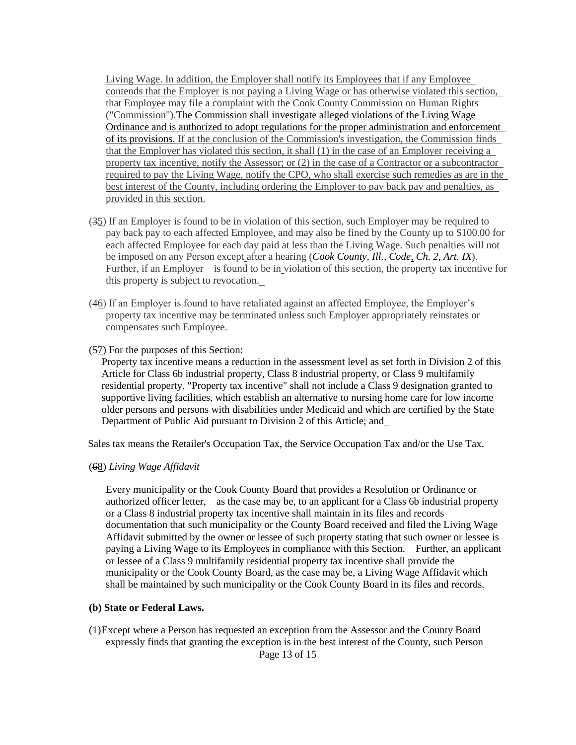Living Wage. In addition, the Employer shall notify its Employees that if any Employee contends that the Employer is not paying a Living Wage or has otherwise violated this section, that Employee may file a complaint with the Cook County Commission on Human Rights ("Commission").The Commission shall investigate alleged violations of the Living Wage Ordinance and is authorized to adopt regulations for the proper administration and enforcement of its provisions. If at the conclusion of the Commission's investigation, the Commission finds that the Employer has violated this section, it shall (1) in the case of an Employer receiving a property tax incentive, notify the Assessor; or (2) in the case of a Contractor or a subcontractor required to pay the Living Wage, notify the CPO, who shall exercise such remedies as are in the best interest of the County, including ordering the Employer to pay back pay and penalties, as provided in this section.

(~~3~~5) If an Employer is found to be in violation of this section, such Employer may be required to pay back pay to each affected Employee, and may also be fined by the County up to $100.00 for each affected Employee for each day paid at less than the Living Wage. Such penalties will not be imposed on any Person except after a hearing (*Cook County, Ill., Code, Ch. 2, Art. IX*). Further, if an Employer is found to be in violation of this section, the property tax incentive for this property is subject to revocation.

(~~4~~6) If an Employer is found to have retaliated against an affected Employee, the Employer's property tax incentive may be terminated unless such Employer appropriately reinstates or compensates such Employee.

(~~5~~7) For the purposes of this Section:

Property tax incentive means a reduction in the assessment level as set forth in Division 2 of this Article for Class 6b industrial property, Class 8 industrial property, or Class 9 multifamily residential property. "Property tax incentive" shall not include a Class 9 designation granted to supportive living facilities, which establish an alternative to nursing home care for low income older persons and persons with disabilities under Medicaid and which are certified by the State Department of Public Aid pursuant to Division 2 of this Article; and

Sales tax means the Retailer's Occupation Tax, the Service Occupation Tax and/or the Use Tax.

(~~6~~8) *Living Wage Affidavit*

Every municipality or the Cook County Board that provides a Resolution or Ordinance or authorized officer letter, as the case may be, to an applicant for a Class 6b industrial property or a Class 8 industrial property tax incentive shall maintain in its files and records documentation that such municipality or the County Board received and filed the Living Wage Affidavit submitted by the owner or lessee of such property stating that such owner or lessee is paying a Living Wage to its Employees in compliance with this Section. Further, an applicant or lessee of a Class 9 multifamily residential property tax incentive shall provide the municipality or the Cook County Board, as the case may be, a Living Wage Affidavit which shall be maintained by such municipality or the Cook County Board in its files and records.

**(b) State or Federal Laws.**

(1)Except where a Person has requested an exception from the Assessor and the County Board expressly finds that granting the exception is in the best interest of the County, such Person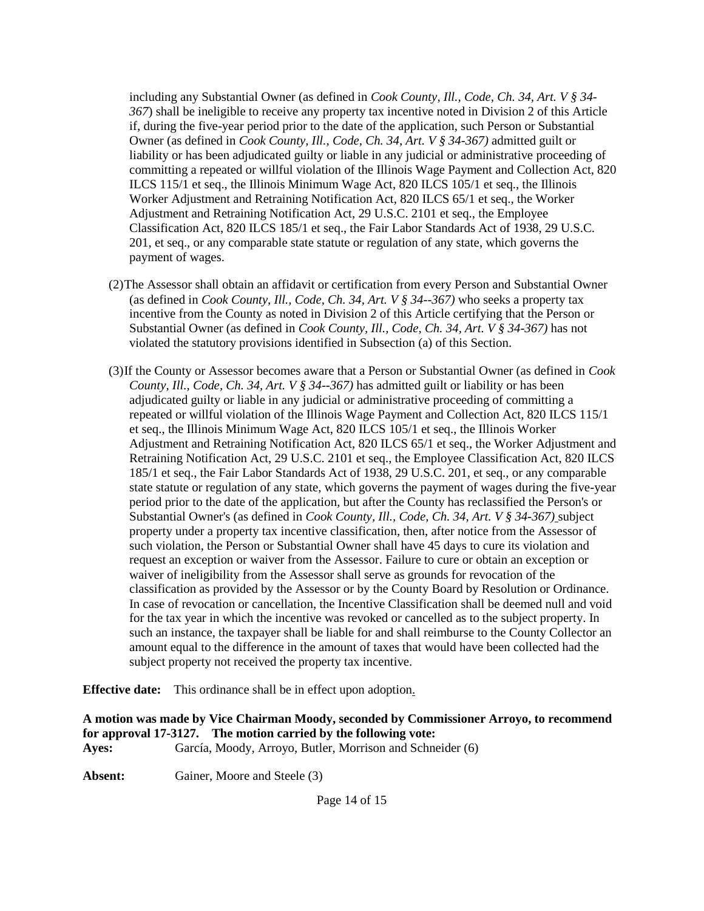including any Substantial Owner (as defined in *Cook County, Ill., Code, Ch. 34, Art. V § 34-367*) shall be ineligible to receive any property tax incentive noted in Division 2 of this Article if, during the five-year period prior to the date of the application, such Person or Substantial Owner (as defined in *Cook County, Ill., Code, Ch. 34, Art. V § 34-367)* admitted guilt or liability or has been adjudicated guilty or liable in any judicial or administrative proceeding of committing a repeated or willful violation of the Illinois Wage Payment and Collection Act, 820 ILCS 115/1 et seq., the Illinois Minimum Wage Act, 820 ILCS 105/1 et seq., the Illinois Worker Adjustment and Retraining Notification Act, 820 ILCS 65/1 et seq., the Worker Adjustment and Retraining Notification Act, 29 U.S.C. 2101 et seq., the Employee Classification Act, 820 ILCS 185/1 et seq., the Fair Labor Standards Act of 1938, 29 U.S.C. 201, et seq., or any comparable state statute or regulation of any state, which governs the payment of wages.

(2) The Assessor shall obtain an affidavit or certification from every Person and Substantial Owner (as defined in *Cook County, Ill., Code, Ch. 34, Art. V § 34--367)* who seeks a property tax incentive from the County as noted in Division 2 of this Article certifying that the Person or Substantial Owner (as defined in *Cook County, Ill., Code, Ch. 34, Art. V § 34-367)* has not violated the statutory provisions identified in Subsection (a) of this Section.

(3) If the County or Assessor becomes aware that a Person or Substantial Owner (as defined in *Cook County, Ill., Code, Ch. 34, Art. V § 34--367)* has admitted guilt or liability or has been adjudicated guilty or liable in any judicial or administrative proceeding of committing a repeated or willful violation of the Illinois Wage Payment and Collection Act, 820 ILCS 115/1 et seq., the Illinois Minimum Wage Act, 820 ILCS 105/1 et seq., the Illinois Worker Adjustment and Retraining Notification Act, 820 ILCS 65/1 et seq., the Worker Adjustment and Retraining Notification Act, 29 U.S.C. 2101 et seq., the Employee Classification Act, 820 ILCS 185/1 et seq., the Fair Labor Standards Act of 1938, 29 U.S.C. 201, et seq., or any comparable state statute or regulation of any state, which governs the payment of wages during the five-year period prior to the date of the application, but after the County has reclassified the Person's or Substantial Owner's (as defined in *Cook County, Ill., Code, Ch. 34, Art. V § 34-367)* subject property under a property tax incentive classification, then, after notice from the Assessor of such violation, the Person or Substantial Owner shall have 45 days to cure its violation and request an exception or waiver from the Assessor. Failure to cure or obtain an exception or waiver of ineligibility from the Assessor shall serve as grounds for revocation of the classification as provided by the Assessor or by the County Board by Resolution or Ordinance. In case of revocation or cancellation, the Incentive Classification shall be deemed null and void for the tax year in which the incentive was revoked or cancelled as to the subject property. In such an instance, the taxpayer shall be liable for and shall reimburse to the County Collector an amount equal to the difference in the amount of taxes that would have been collected had the subject property not received the property tax incentive.

**Effective date:** This ordinance shall be in effect upon adoption.

**A motion was made by Vice Chairman Moody, seconded by Commissioner Arroyo, to recommend for approval 17-3127. The motion carried by the following vote:**

**Ayes:** García, Moody, Arroyo, Butler, Morrison and Schneider (6)

**Absent:** Gainer, Moore and Steele (3)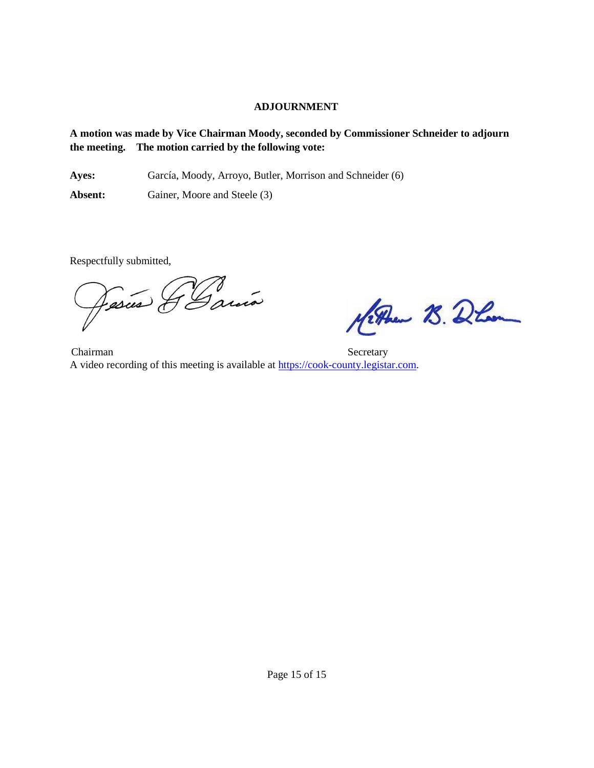## ADJOURNMENT

**A motion was made by Vice Chairman Moody, seconded by Commissioner Schneider to adjourn the meeting. The motion carried by the following vote:**

**Ayes:** García, Moody, Arroyo, Butler, Morrison and Schneider (6)

**Absent:** Gainer, Moore and Steele (3)

Respectfully submitted,

Chairman

Secretary

A video recording of this meeting is available at https://cook-county.legistar.com.